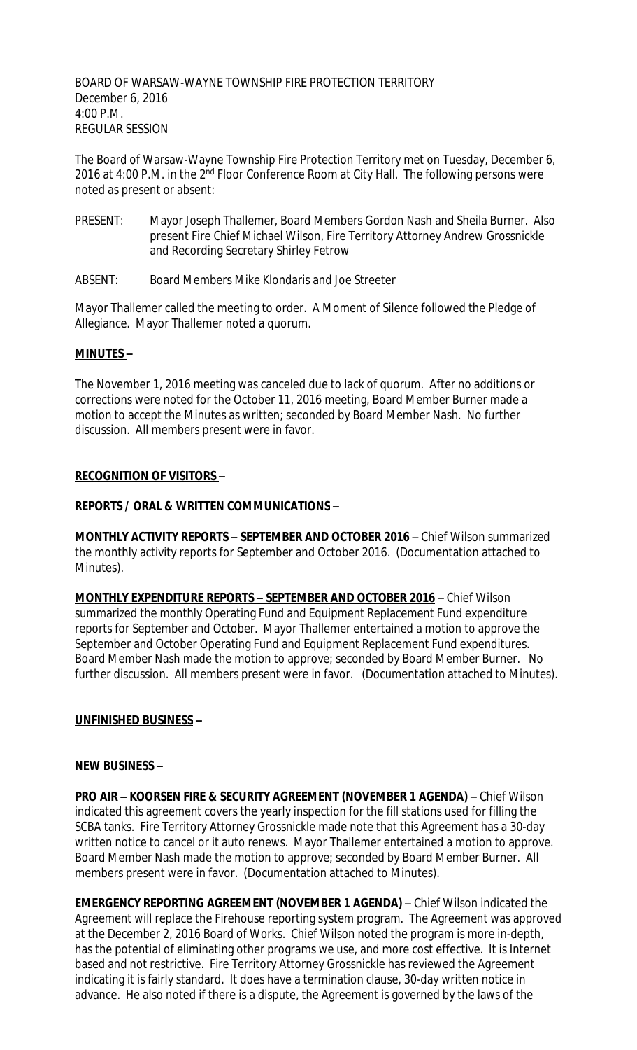BOARD OF WARSAW-WAYNE TOWNSHIP FIRE PROTECTION TERRITORY
December 6, 2016
4:00 P.M.
REGULAR SESSION

The Board of Warsaw-Wayne Township Fire Protection Territory met on Tuesday, December 6, 2016 at 4:00 P.M. in the 2nd Floor Conference Room at City Hall. The following persons were noted as present or absent:

PRESENT: Mayor Joseph Thallemer, Board Members Gordon Nash and Sheila Burner. Also present Fire Chief Michael Wilson, Fire Territory Attorney Andrew Grossnickle and Recording Secretary Shirley Fetrow

ABSENT: Board Members Mike Klondaris and Joe Streeter

Mayor Thallemer called the meeting to order. A Moment of Silence followed the Pledge of Allegiance. Mayor Thallemer noted a quorum.

**MINUTES –**

The November 1, 2016 meeting was canceled due to lack of quorum. After no additions or corrections were noted for the October 11, 2016 meeting, Board Member Burner made a motion to accept the Minutes as written; seconded by Board Member Nash. No further discussion. All members present were in favor.

**RECOGNITION OF VISITORS –**

**REPORTS / ORAL & WRITTEN COMMUNICATIONS –**

**MONTHLY ACTIVITY REPORTS – SEPTEMBER AND OCTOBER 2016** – Chief Wilson summarized the monthly activity reports for September and October 2016. (Documentation attached to Minutes).

**MONTHLY EXPENDITURE REPORTS – SEPTEMBER AND OCTOBER 2016** – Chief Wilson summarized the monthly Operating Fund and Equipment Replacement Fund expenditure reports for September and October. Mayor Thallemer entertained a motion to approve the September and October Operating Fund and Equipment Replacement Fund expenditures. Board Member Nash made the motion to approve; seconded by Board Member Burner. No further discussion. All members present were in favor. (Documentation attached to Minutes).

**UNFINISHED BUSINESS –**

**NEW BUSINESS –**

**PRO AIR – KOORSEN FIRE & SECURITY AGREEMENT (NOVEMBER 1 AGENDA)** – Chief Wilson indicated this agreement covers the yearly inspection for the fill stations used for filling the SCBA tanks. Fire Territory Attorney Grossnickle made note that this Agreement has a 30-day written notice to cancel or it auto renews. Mayor Thallemer entertained a motion to approve. Board Member Nash made the motion to approve; seconded by Board Member Burner. All members present were in favor. (Documentation attached to Minutes).

**EMERGENCY REPORTING AGREEMENT (NOVEMBER 1 AGENDA)** – Chief Wilson indicated the Agreement will replace the Firehouse reporting system program. The Agreement was approved at the December 2, 2016 Board of Works. Chief Wilson noted the program is more in-depth, has the potential of eliminating other programs we use, and more cost effective. It is Internet based and not restrictive. Fire Territory Attorney Grossnickle has reviewed the Agreement indicating it is fairly standard. It does have a termination clause, 30-day written notice in advance. He also noted if there is a dispute, the Agreement is governed by the laws of the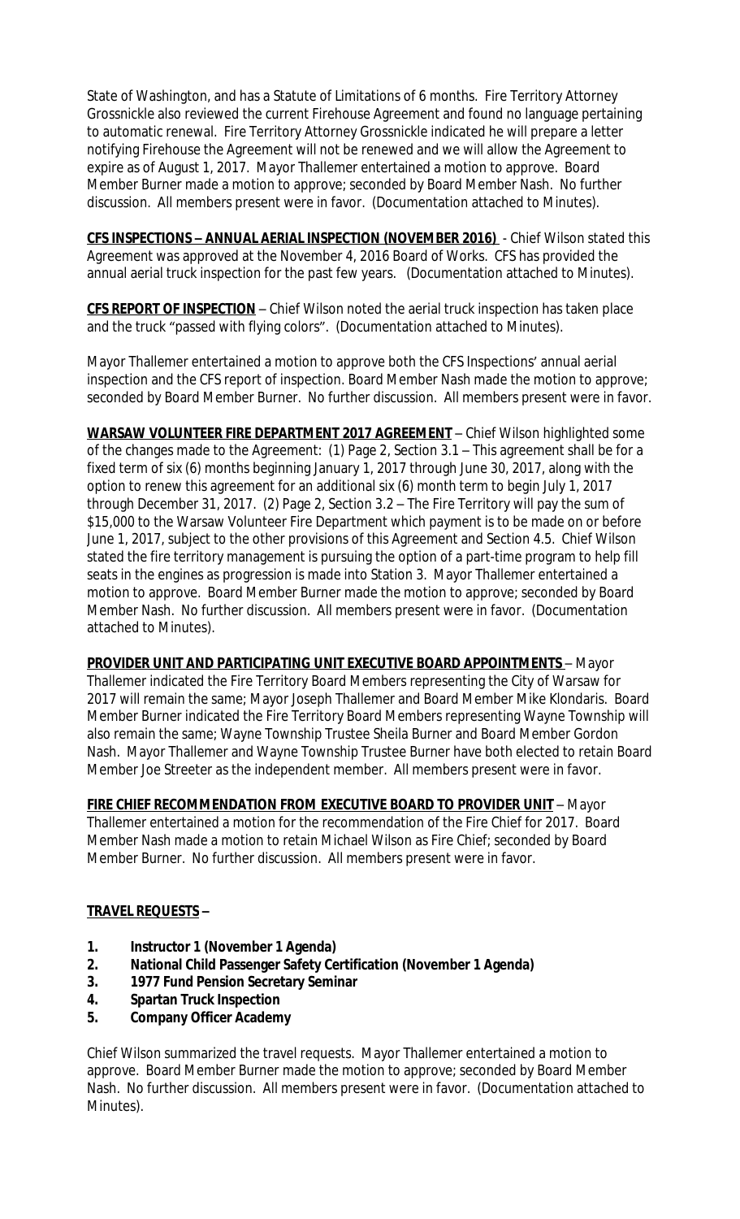State of Washington, and has a Statute of Limitations of 6 months. Fire Territory Attorney Grossnickle also reviewed the current Firehouse Agreement and found no language pertaining to automatic renewal. Fire Territory Attorney Grossnickle indicated he will prepare a letter notifying Firehouse the Agreement will not be renewed and we will allow the Agreement to expire as of August 1, 2017. Mayor Thallemer entertained a motion to approve. Board Member Burner made a motion to approve; seconded by Board Member Nash. No further discussion. All members present were in favor. (Documentation attached to Minutes).

**CFS INSPECTIONS – ANNUAL AERIAL INSPECTION (NOVEMBER 2016)** - Chief Wilson stated this Agreement was approved at the November 4, 2016 Board of Works. CFS has provided the annual aerial truck inspection for the past few years. (Documentation attached to Minutes).

**CFS REPORT OF INSPECTION** – Chief Wilson noted the aerial truck inspection has taken place and the truck "passed with flying colors". (Documentation attached to Minutes).

Mayor Thallemer entertained a motion to approve both the CFS Inspections' annual aerial inspection and the CFS report of inspection. Board Member Nash made the motion to approve; seconded by Board Member Burner. No further discussion. All members present were in favor.

**WARSAW VOLUNTEER FIRE DEPARTMENT 2017 AGREEMENT** – Chief Wilson highlighted some of the changes made to the Agreement: (1) Page 2, Section 3.1 – This agreement shall be for a fixed term of six (6) months beginning January 1, 2017 through June 30, 2017, along with the option to renew this agreement for an additional six (6) month term to begin July 1, 2017 through December 31, 2017. (2) Page 2, Section 3.2 – The Fire Territory will pay the sum of $15,000 to the Warsaw Volunteer Fire Department which payment is to be made on or before June 1, 2017, subject to the other provisions of this Agreement and Section 4.5. Chief Wilson stated the fire territory management is pursuing the option of a part-time program to help fill seats in the engines as progression is made into Station 3. Mayor Thallemer entertained a motion to approve. Board Member Burner made the motion to approve; seconded by Board Member Nash. No further discussion. All members present were in favor. (Documentation attached to Minutes).

**PROVIDER UNIT AND PARTICIPATING UNIT EXECUTIVE BOARD APPOINTMENTS** – Mayor Thallemer indicated the Fire Territory Board Members representing the City of Warsaw for 2017 will remain the same; Mayor Joseph Thallemer and Board Member Mike Klondaris. Board Member Burner indicated the Fire Territory Board Members representing Wayne Township will also remain the same; Wayne Township Trustee Sheila Burner and Board Member Gordon Nash. Mayor Thallemer and Wayne Township Trustee Burner have both elected to retain Board Member Joe Streeter as the independent member. All members present were in favor.

**FIRE CHIEF RECOMMENDATION FROM EXECUTIVE BOARD TO PROVIDER UNIT** – Mayor Thallemer entertained a motion for the recommendation of the Fire Chief for 2017. Board Member Nash made a motion to retain Michael Wilson as Fire Chief; seconded by Board Member Burner. No further discussion. All members present were in favor.

**TRAVEL REQUESTS –**

1. **Instructor 1 (November 1 Agenda)**
2. **National Child Passenger Safety Certification (November 1 Agenda)**
3. **1977 Fund Pension Secretary Seminar**
4. **Spartan Truck Inspection**
5. **Company Officer Academy**

Chief Wilson summarized the travel requests. Mayor Thallemer entertained a motion to approve. Board Member Burner made the motion to approve; seconded by Board Member Nash. No further discussion. All members present were in favor. (Documentation attached to Minutes).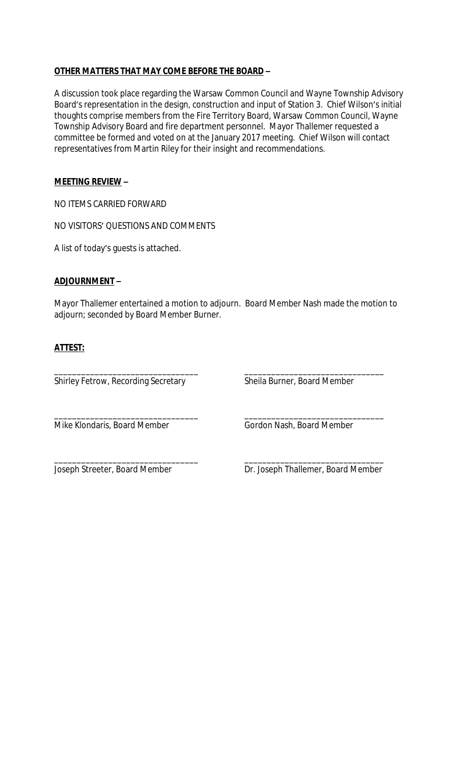**<u>OTHER MATTERS THAT MAY COME BEFORE THE BOARD</u> –**

A discussion took place regarding the Warsaw Common Council and Wayne Township Advisory Board's representation in the design, construction and input of Station 3. Chief Wilson's initial thoughts comprise members from the Fire Territory Board, Warsaw Common Council, Wayne Township Advisory Board and fire department personnel. Mayor Thallemer requested a committee be formed and voted on at the January 2017 meeting. Chief Wilson will contact representatives from Martin Riley for their insight and recommendations.

**<u>MEETING REVIEW</u> –**

NO ITEMS CARRIED FORWARD

NO VISITORS' QUESTIONS AND COMMENTS

A list of today's guests is attached.

**<u>ADJOURNMENT</u> –**

Mayor Thallemer entertained a motion to adjourn. Board Member Nash made the motion to adjourn; seconded by Board Member Burner.

**<u>ATTEST:</u>**

| | |
|---|---|
| ______________________________ | ______________________________ |
| Shirley Fetrow, Recording Secretary | Sheila Burner, Board Member |
| ______________________________ | ______________________________ |
| Mike Klondaris, Board Member | Gordon Nash, Board Member |
| ______________________________ | ______________________________ |
| Joseph Streeter, Board Member | Dr. Joseph Thallemer, Board Member |